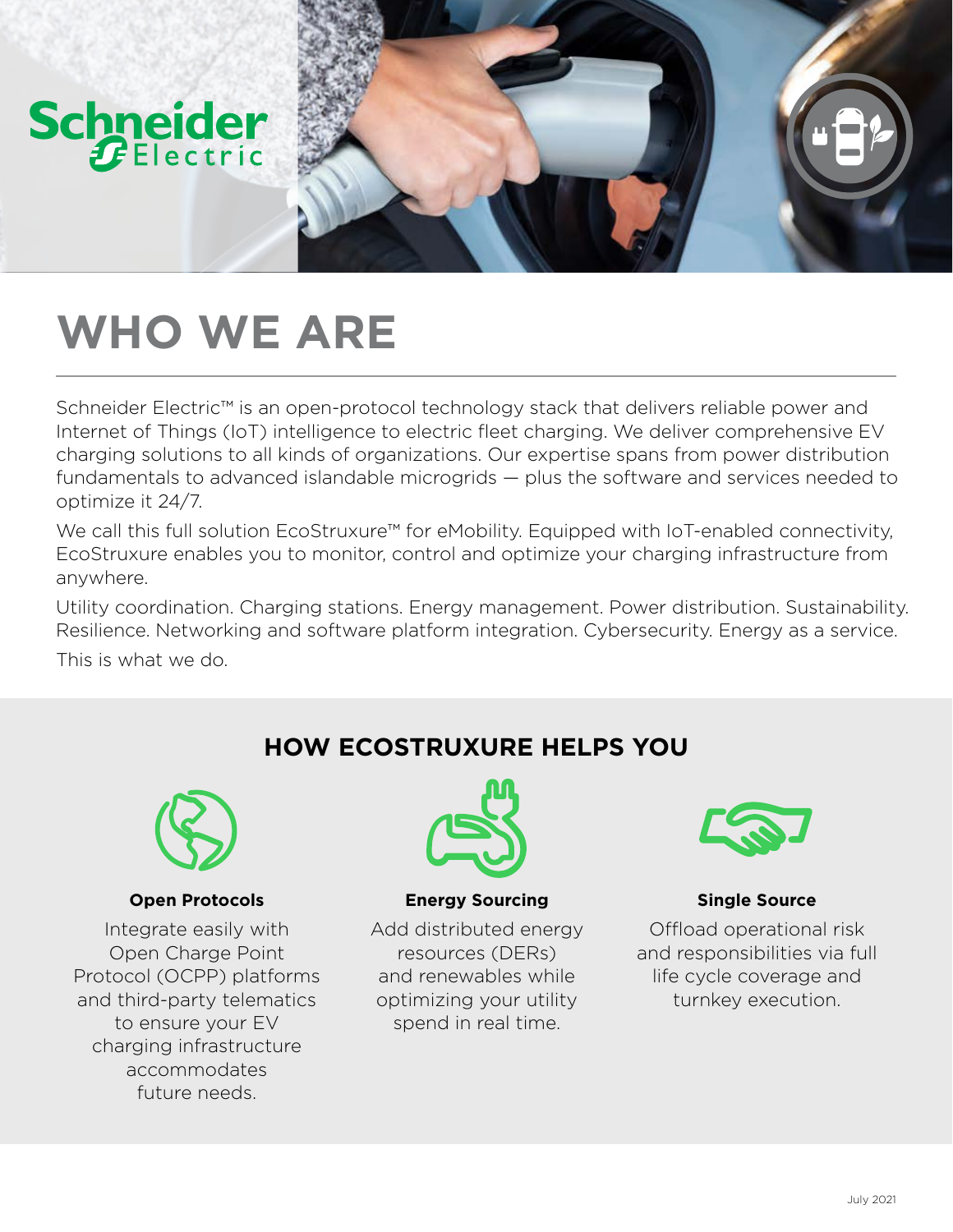Schneider Electric

# WHO WE ARE

Schneider Electric™ is an open-protocol technology stack that delivers reliable power and Internet of Things (IoT) intelligence to electric fleet charging. We deliver comprehensive EV charging solutions to all kinds of organizations. Our expertise spans from power distribution fundamentals to advanced islandable microgrids — plus the software and services needed to optimize it 24/7.

We call this full solution EcoStruxure™ for eMobility. Equipped with IoT-enabled connectivity, EcoStruxure enables you to monitor, control and optimize your charging infrastructure from anywhere.

Utility coordination. Charging stations. Energy management. Power distribution. Sustainability. Resilience. Networking and software platform integration. Cybersecurity. Energy as a service.

This is what we do.

## HOW ECOSTRUXURE HELPS YOU

**Open Protocols**

Integrate easily with Open Charge Point Protocol (OCPP) platforms and third-party telematics to ensure your EV charging infrastructure accommodates future needs.

**Energy Sourcing**

Add distributed energy resources (DERs) and renewables while optimizing your utility spend in real time.

**Single Source**

Offload operational risk and responsibilities via full life cycle coverage and turnkey execution.

July 2021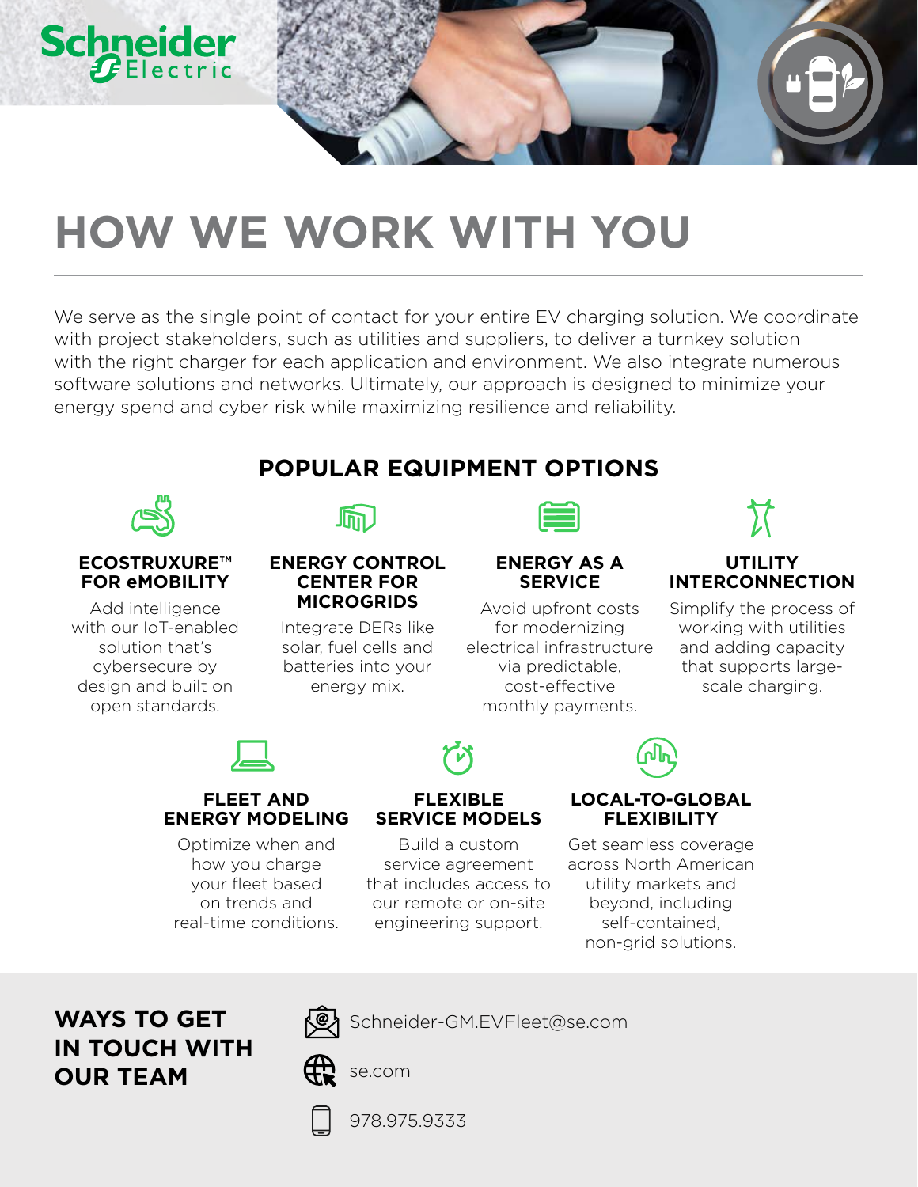# HOW WE WORK WITH YOU

We serve as the single point of contact for your entire EV charging solution. We coordinate with project stakeholders, such as utilities and suppliers, to deliver a turnkey solution with the right charger for each application and environment. We also integrate numerous software solutions and networks. Ultimately, our approach is designed to minimize your energy spend and cyber risk while maximizing resilience and reliability.

## POPULAR EQUIPMENT OPTIONS

### ECOSTRUXURE™ FOR eMOBILITY

Add intelligence with our IoT-enabled solution that's cybersecure by design and built on open standards.

### ENERGY CONTROL CENTER FOR MICROGRIDS

Integrate DERs like solar, fuel cells and batteries into your energy mix.

### ENERGY AS A SERVICE

Avoid upfront costs for modernizing electrical infrastructure via predictable, cost-effective monthly payments.

### UTILITY INTERCONNECTION

Simplify the process of working with utilities and adding capacity that supports large-scale charging.

### FLEET AND ENERGY MODELING

Optimize when and how you charge your fleet based on trends and real-time conditions.

### FLEXIBLE SERVICE MODELS

Build a custom service agreement that includes access to our remote or on-site engineering support.

### LOCAL-TO-GLOBAL FLEXIBILITY

Get seamless coverage across North American utility markets and beyond, including self-contained, non-grid solutions.

## WAYS TO GET IN TOUCH WITH OUR TEAM

Schneider-GM.EVFleet@se.com

se.com

978.975.9333